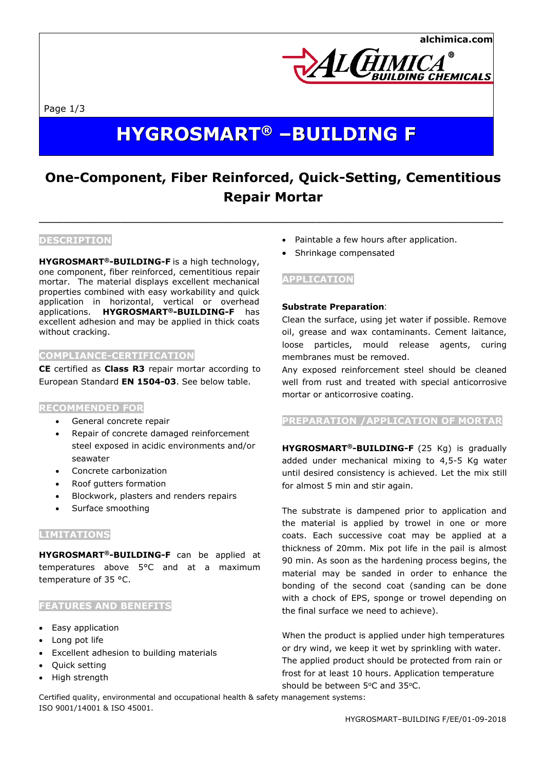# HYGROSMART® –BUILDING F

## One-Component, Fiber Reinforced, Quick-Setting, Cementitious Repair Mortar

### DESCRIPTION

**HYGROSMART®-BUILDING-F** is a high technology, one component, fiber reinforced, cementitious repair mortar. The material displays excellent mechanical properties combined with easy workability and quick application in horizontal, vertical or overhead applications. **HYGROSMART®-BUILDING-F** has excellent adhesion and may be applied in thick coats without cracking.

### COMPLIANCE-CERTIFICATION

**CE** certified as **Class R3** repair mortar according to European Standard **EN 1504-03**. See below table.

### RECOMMENDED FOR

- General concrete repair
- Repair of concrete damaged reinforcement steel exposed in acidic environments and/or seawater
- Concrete carbonization
- Roof gutters formation
- Blockwork, plasters and renders repairs
- Surface smoothing

### LIMITATIONS

**HYGROSMART®-BUILDING-F** can be applied at temperatures above 5°C and at a maximum temperature of 35 °C.

### FEATURES AND BENEFITS

- Easy application
- Long pot life
- Excellent adhesion to building materials
- Quick setting
- High strength
- Paintable a few hours after application.
- Shrinkage compensated

### APPLICATION

**Substrate Preparation**:

Clean the surface, using jet water if possible. Remove oil, grease and wax contaminants. Cement laitance, loose particles, mould release agents, curing membranes must be removed.

Any exposed reinforcement steel should be cleaned well from rust and treated with special anticorrosive mortar or anticorrosive coating.

### PREPARATION /APPLICATION OF MORTAR

**HYGROSMART®-BUILDING-F** (25 Kg) is gradually added under mechanical mixing to 4,5-5 Kg water until desired consistency is achieved. Let the mix still for almost 5 min and stir again.

The substrate is dampened prior to application and the material is applied by trowel in one or more coats. Each successive coat may be applied at a thickness of 20mm. Mix pot life in the pail is almost 90 min. As soon as the hardening process begins, the material may be sanded in order to enhance the bonding of the second coat (sanding can be done with a chock of EPS, sponge or trowel depending on the final surface we need to achieve).

When the product is applied under high temperatures or dry wind, we keep it wet by sprinkling with water. The applied product should be protected from rain or frost for at least 10 hours. Application temperature should be between 5°C and 35°C.

Certified quality, environmental and occupational health & safety management systems: ISO 9001/14001 & ISO 45001.

HYGROSMART–BUILDING F/EE/01-09-2018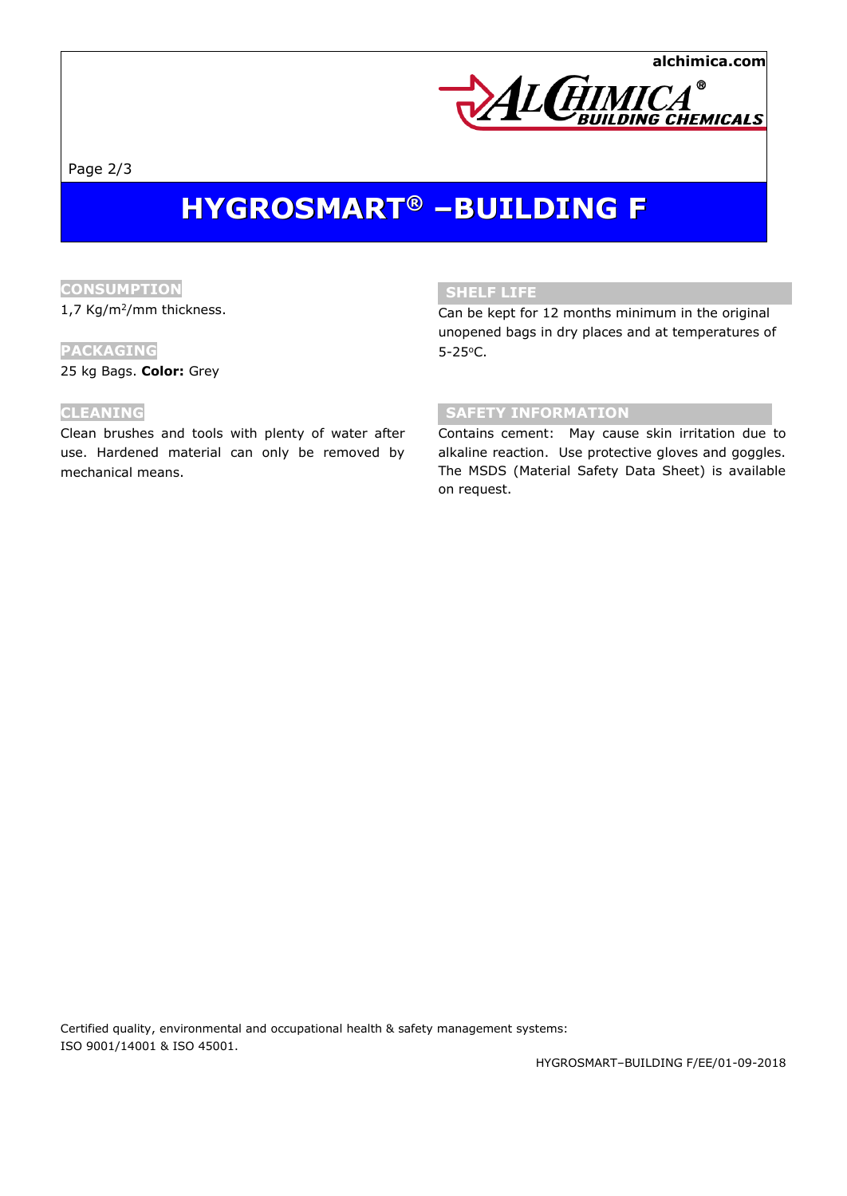# HYGROSMART® –BUILDING F

## CONSUMPTION

1,7 Kg/m$^2$/mm thickness.

## PACKAGING

25 kg Bags. **Color:** Grey

## CLEANING

Clean brushes and tools with plenty of water after use. Hardened material can only be removed by mechanical means.

## SHELF LIFE

Can be kept for 12 months minimum in the original unopened bags in dry places and at temperatures of 5-25$^{o}$C.

## SAFETY INFORMATION

Contains cement: May cause skin irritation due to alkaline reaction. Use protective gloves and goggles. The MSDS (Material Safety Data Sheet) is available on request.

Certified quality, environmental and occupational health & safety management systems: ISO 9001/14001 & ISO 45001.

HYGROSMART–BUILDING F/EE/01-09-2018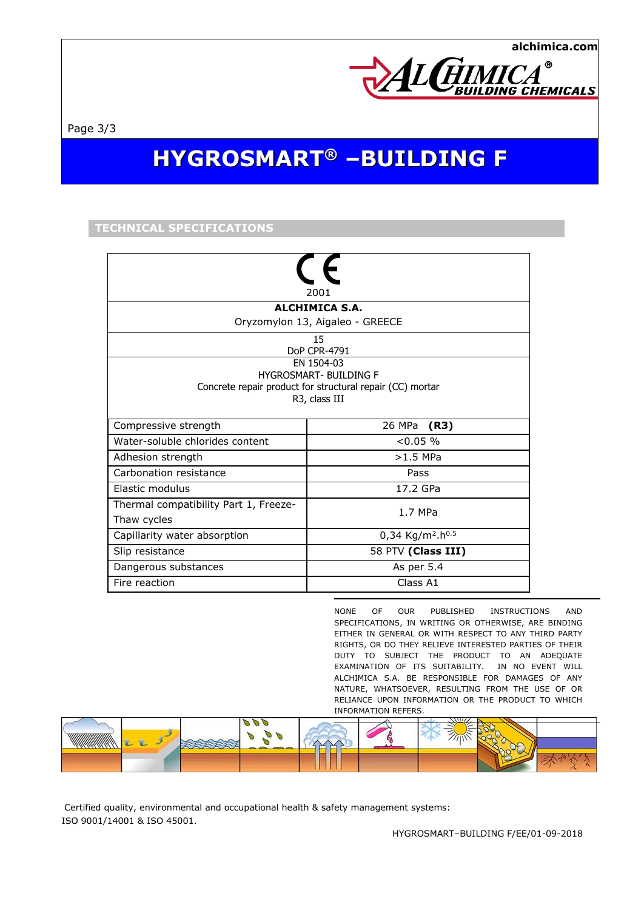# HYGROSMART® –BUILDING F

## TECHNICAL SPECIFICATIONS

| | |
|---|---|
| CE 2001 | |
| **ALCHIMICA S.A.** Oryzomylon 13, Aigaleo - GREECE | |
| 15 DoP CPR-4791 | |
| EN 1504-03 HYGROSMART- BUILDING F Concrete repair product for structural repair (CC) mortar R3, class III | |
| Compressive strength | 26 MPa **(R3)** |
| Water-soluble chlorides content | <0.05 % |
| Adhesion strength | >1.5 MPa |
| Carbonation resistance | Pass |
| Elastic modulus | 17.2 GPa |
| Thermal compatibility Part 1, Freeze-Thaw cycles | 1.7 MPa |
| Capillarity water absorption | 0,34 $Kg/m^2.h^{0.5}$ |
| Slip resistance | 58 PTV **(Class III)** |
| Dangerous substances | As per 5.4 |
| Fire reaction | Class A1 |

NONE OF OUR PUBLISHED INSTRUCTIONS AND SPECIFICATIONS, IN WRITING OR OTHERWISE, ARE BINDING EITHER IN GENERAL OR WITH RESPECT TO ANY THIRD PARTY RIGHTS, OR DO THEY RELIEVE INTERESTED PARTIES OF THEIR DUTY TO SUBJECT THE PRODUCT TO AN ADEQUATE EXAMINATION OF ITS SUITABILITY. IN NO EVENT WILL ALCHIMICA S.A. BE RESPONSIBLE FOR DAMAGES OF ANY NATURE, WHATSOEVER, RESULTING FROM THE USE OF OR RELIANCE UPON INFORMATION OR THE PRODUCT TO WHICH INFORMATION REFERS.

Certified quality, environmental and occupational health & safety management systems: ISO 9001/14001 & ISO 45001.

HYGROSMART–BUILDING F/EE/01-09-2018